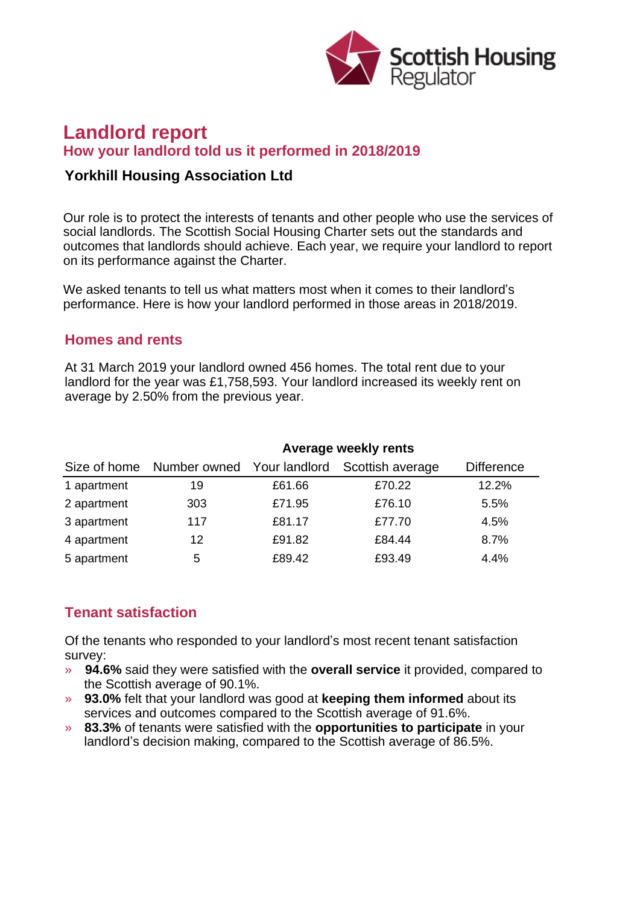# Landlord report

## How your landlord told us it performed in 2018/2019

### Yorkhill Housing Association Ltd

Our role is to protect the interests of tenants and other people who use the services of social landlords. The Scottish Social Housing Charter sets out the standards and outcomes that landlords should achieve. Each year, we require your landlord to report on its performance against the Charter.

We asked tenants to tell us what matters most when it comes to their landlord's performance. Here is how your landlord performed in those areas in 2018/2019.

## Homes and rents

At 31 March 2019 your landlord owned 456 homes. The total rent due to your landlord for the year was £1,758,593. Your landlord increased its weekly rent on average by 2.50% from the previous year.

| | | Average weekly rents | | |
|---|---|---|---|---|
| Size of home | Number owned | Your landlord | Scottish average | Difference |
| 1 apartment | 19 | £61.66 | £70.22 | 12.2% |
| 2 apartment | 303 | £71.95 | £76.10 | 5.5% |
| 3 apartment | 117 | £81.17 | £77.70 | 4.5% |
| 4 apartment | 12 | £91.82 | £84.44 | 8.7% |
| 5 apartment | 5 | £89.42 | £93.49 | 4.4% |

## Tenant satisfaction

Of the tenants who responded to your landlord's most recent tenant satisfaction survey:

- **94.6%** said they were satisfied with the **overall service** it provided, compared to the Scottish average of 90.1%.
- **93.0%** felt that your landlord was good at **keeping them informed** about its services and outcomes compared to the Scottish average of 91.6%.
- **83.3%** of tenants were satisfied with the **opportunities to participate** in your landlord's decision making, compared to the Scottish average of 86.5%.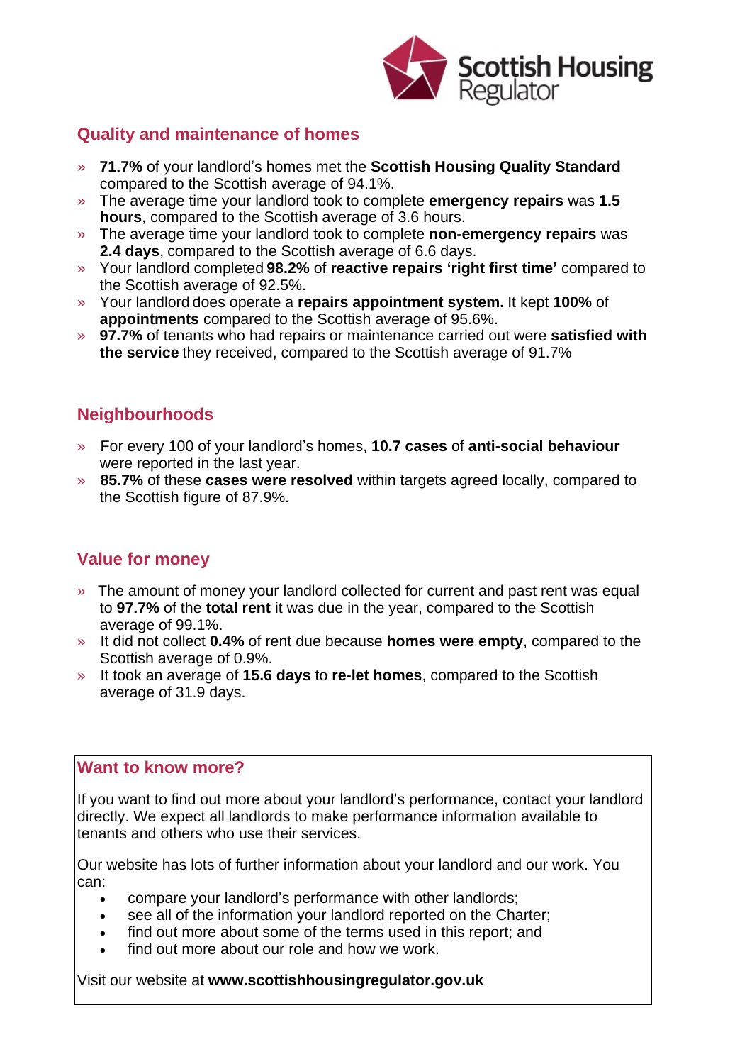Scottish Housing Regulator

## Quality and maintenance of homes

- **71.7%** of your landlord's homes met the **Scottish Housing Quality Standard** compared to the Scottish average of 94.1%.
- The average time your landlord took to complete **emergency repairs** was **1.5 hours**, compared to the Scottish average of 3.6 hours.
- The average time your landlord took to complete **non-emergency repairs** was **2.4 days**, compared to the Scottish average of 6.6 days.
- Your landlord completed **98.2%** of **reactive repairs 'right first time'** compared to the Scottish average of 92.5%.
- Your landlord does operate a **repairs appointment system.** It kept **100%** of **appointments** compared to the Scottish average of 95.6%.
- **97.7%** of tenants who had repairs or maintenance carried out were **satisfied with the service** they received, compared to the Scottish average of 91.7%

## Neighbourhoods

- For every 100 of your landlord's homes, **10.7 cases** of **anti-social behaviour** were reported in the last year.
- **85.7%** of these **cases were resolved** within targets agreed locally, compared to the Scottish figure of 87.9%.

## Value for money

- The amount of money your landlord collected for current and past rent was equal to **97.7%** of the **total rent** it was due in the year, compared to the Scottish average of 99.1%.
- It did not collect **0.4%** of rent due because **homes were empty**, compared to the Scottish average of 0.9%.
- It took an average of **15.6 days** to **re-let homes**, compared to the Scottish average of 31.9 days.

## Want to know more?

If you want to find out more about your landlord's performance, contact your landlord directly. We expect all landlords to make performance information available to tenants and others who use their services.

Our website has lots of further information about your landlord and our work. You can:

- compare your landlord's performance with other landlords;
- see all of the information your landlord reported on the Charter;
- find out more about some of the terms used in this report; and
- find out more about our role and how we work.

Visit our website at **www.scottishhousingregulator.gov.uk**